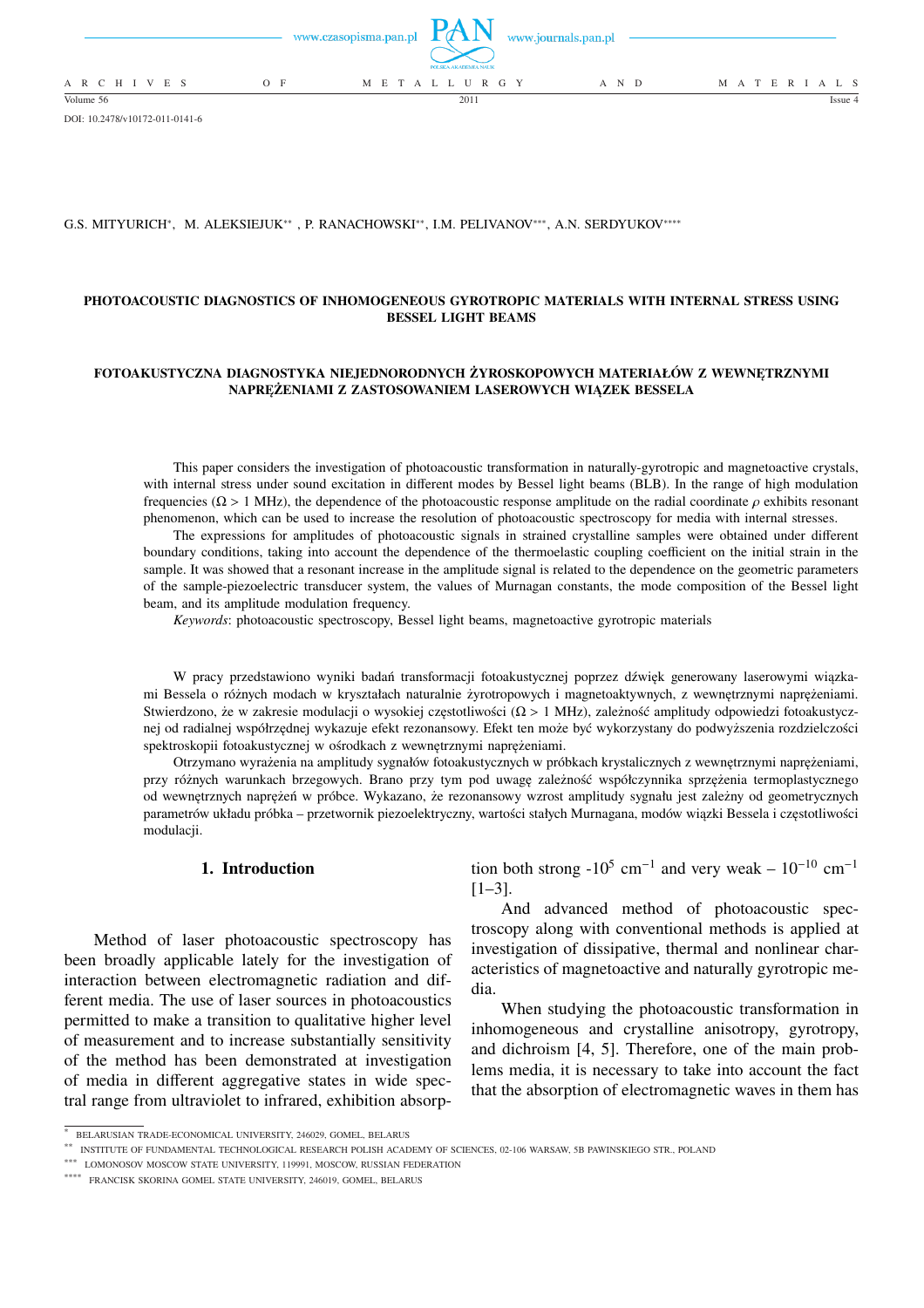DOI: 10.2478/v10172-011-0141-6

G.S. MITYURICH[*], M. ALEKSIEJUK[**], P. RANACHOWSKI[**], I.M. PELIVANOV[***], A.N. SERDYUKOV[****]

# PHOTOACOUSTIC DIAGNOSTICS OF INHOMOGENEOUS GYROTROPIC MATERIALS WITH INTERNAL STRESS USING BESSEL LIGHT BEAMS

# FOTOAKUSTYCZNA DIAGNOSTYKA NIEJEDNORODNYCH ŻYROSKOPOWYCH MATERIAŁÓW Z WEWNĘTRZNYMI NAPRĘŻENIAMI Z ZASTOSOWANIEM LASEROWYCH WIĄZEK BESSELA

This paper considers the investigation of photoacoustic transformation in naturally-gyrotropic and magnetoactive crystals, with internal stress under sound excitation in different modes by Bessel light beams (BLB). In the range of high modulation frequencies ($\Omega > 1$ MHz), the dependence of the photoacoustic response amplitude on the radial coordinate $\rho$ exhibits resonant phenomenon, which can be used to increase the resolution of photoacoustic spectroscopy for media with internal stresses.

The expressions for amplitudes of photoacoustic signals in strained crystalline samples were obtained under different boundary conditions, taking into account the dependence of the thermoelastic coupling coefficient on the initial strain in the sample. It was showed that a resonant increase in the amplitude signal is related to the dependence on the geometric parameters of the sample-piezoelectric transducer system, the values of Murnagan constants, the mode composition of the Bessel light beam, and its amplitude modulation frequency.

*Keywords*: photoacoustic spectroscopy, Bessel light beams, magnetoactive gyrotropic materials

W pracy przedstawiono wyniki badań transformacji fotoakustycznej poprzez dźwięk generowany laserowymi wiązkami Bessela o różnych modach w kryształach naturalnie żyrotropowych i magnetoaktywnych, z wewnętrznymi naprężeniami. Stwierdzono, że w zakresie modulacji o wysokiej częstotliwości ($\Omega > 1$ MHz), zależność amplitudy odpowiedzi fotoakustycznej od radialnej współrzędnej $\rho$ wykazuje efekt rezonansowy. Efekt ten może być wykorzystany do podwyższenia rozdzielczości spektroskopii fotoakustycznej w ośrodkach z wewnętrznymi naprężeniami.

Otrzymano wyrażenia na amplitudy sygnałów fotoakustycznych w próbkach krystalicznych z wewnętrznymi naprężeniami, przy różnych warunkach brzegowych. Brano przy tym pod uwagę zależność współczynnika sprzężenia termoplastycznego od wewnętrznych naprężeń w próbce. Wykazano, że rezonansowy wzrost amplitudy sygnału jest zależny od geometrycznych parametrów układu próbka – przetwornik piezoelektryczny, wartości stałych Murnagana, modów wiązki Bessela i częstotliwości modulacji.

## 1. Introduction

Method of laser photoacoustic spectroscopy has been broadly applicable lately for the investigation of interaction between electromagnetic radiation and different media. The use of laser sources in photoacoustics permitted to make a transition to qualitative higher level of measurement and to increase substantially sensitivity of the method has been demonstrated at investigation of media in different aggregative states in wide spectral range from ultraviolet to infrared, exhibition absorption both strong -$10^5$ cm$^{-1}$ and very weak – $10^{-10}$ cm$^{-1}$ [1–3].

And advanced method of photoacoustic spectroscopy along with conventional methods is applied at investigation of dissipative, thermal and nonlinear characteristics of magnetoactive and naturally gyrotropic media.

When studying the photoacoustic transformation in inhomogeneous and crystalline anisotropy, gyrotropy, and dichroism [4, 5]. Therefore, one of the main problems media, it is necessary to take into account the fact that the absorption of electromagnetic waves in them has

---

[*] BELARUSIAN TRADE-ECONOMICAL UNIVERSITY, 246029, GOMEL, BELARUS

[**] INSTITUTE OF FUNDAMENTAL TECHNOLOGICAL RESEARCH POLISH ACADEMY OF SCIENCES, 02-106 WARSAW, 5B PAWINSKIEGO STR., POLAND

[***] LOMONOSOV MOSCOW STATE UNIVERSITY, 119991, MOSCOW, RUSSIAN FEDERATION

[****] FRANCISK SKORINA GOMEL STATE UNIVERSITY, 246019, GOMEL, BELARUS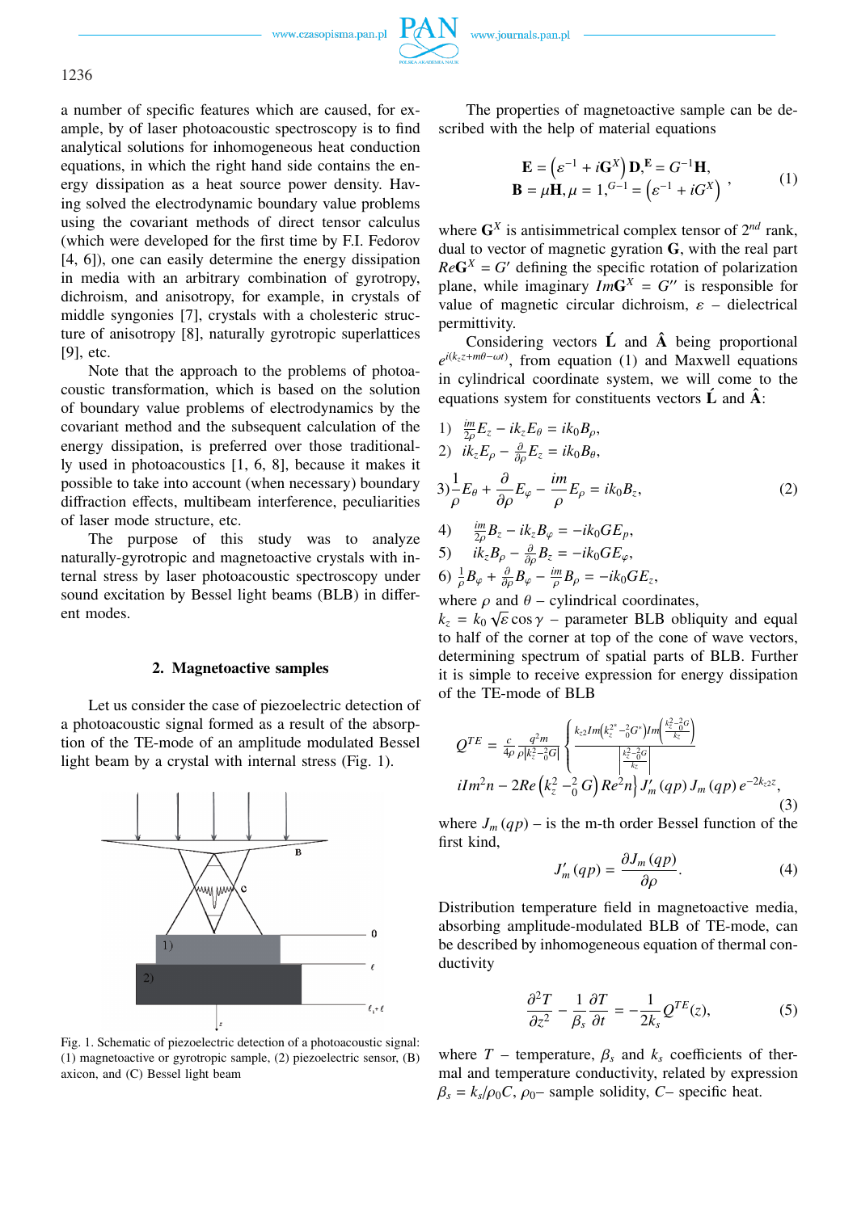a number of specific features which are caused, for example, by of laser photoacoustic spectroscopy is to find analytical solutions for inhomogeneous heat conduction equations, in which the right hand side contains the energy dissipation as a heat source power density. Having solved the electrodynamic boundary value problems using the covariant methods of direct tensor calculus (which were developed for the first time by F.I. Fedorov [4, 6]), one can easily determine the energy dissipation in media with an arbitrary combination of gyrotropy, dichroism, and anisotropy, for example, in crystals of middle syngonies [7], crystals with a cholesteric structure of anisotropy [8], naturally gyrotropic superlattices [9], etc.

Note that the approach to the problems of photoacoustic transformation, which is based on the solution of boundary value problems of electrodynamics by the covariant method and the subsequent calculation of the energy dissipation, is preferred over those traditionally used in photoacoustics [1, 6, 8], because it makes it possible to take into account (when necessary) boundary diffraction effects, multibeam interference, peculiarities of laser mode structure, etc.

The purpose of this study was to analyze naturally-gyrotropic and magnetoactive crystals with internal stress by laser photoacoustic spectroscopy under sound excitation by Bessel light beams (BLB) in different modes.

## 2. Magnetoactive samples

Let us consider the case of piezoelectric detection of a photoacoustic signal formed as a result of the absorption of the TE-mode of an amplitude modulated Bessel light beam by a crystal with internal stress (Fig. 1).

Fig. 1. Schematic of piezoelectric detection of a photoacoustic signal: (1) magnetoactive or gyrotropic sample, (2) piezoelectric sensor, (B) axicon, and (C) Bessel light beam

The properties of magnetoactive sample can be described with the help of material equations

$$\begin{aligned}\mathbf{E} &= \left(\varepsilon^{-1} + i\mathbf{G}^{X}\right)\mathbf{D}, ^{\mathbf{E}} = G^{-1}\mathbf{H}, \\ \mathbf{B} &= \mu\mathbf{H}, \mu = 1, ^{G^{-1}} = \left(\varepsilon^{-1} + iG^{X}\right)\end{aligned}, \tag{1}$$

where $\mathbf{G}^X$ is antisimmetrical complex tensor of $2^{nd}$ rank, dual to vector of magnetic gyration $\mathbf{G}$, with the real part $Re\mathbf{G}^X = G'$ defining the specific rotation of polarization plane, while imaginary $Im\mathbf{G}^X = G''$ is responsible for value of magnetic circular dichroism, $\varepsilon$ – dielectrical permittivity.

Considering vectors $\mathbf{Ĺ}$ and $\mathbf{\hat{A}}$ being proportional $e^{i(k_z z + m\theta - \omega t)}$, from equation (1) and Maxwell equations in cylindrical coordinate system, we will come to the equations system for constituents vectors $\mathbf{Ĺ}$ and $\mathbf{\hat{A}}$:

$$\begin{aligned}
&1)\ \tfrac{im}{2\rho}E_z - ik_z E_\theta = ik_0 B_\rho, \\
&2)\ ik_z E_\rho - \tfrac{\partial}{\partial\rho}E_z = ik_0 B_\theta, \\
&3) \frac{1}{\rho}E_\theta + \frac{\partial}{\partial\rho}E_\varphi - \frac{im}{\rho}E_\rho = ik_0 B_z, \\
&4)\ \tfrac{im}{2\rho}B_z - ik_z B_\varphi = -ik_0 G E_\rho, \\
&5)\ ik_z B_\rho - \tfrac{\partial}{\partial\rho}B_z = -ik_0 G E_\varphi, \\
&6)\ \tfrac{1}{\rho}B_\varphi + \tfrac{\partial}{\partial\rho}B_\varphi - \tfrac{im}{\rho}B_\rho = -ik_0 G E_z,
\end{aligned} \tag{2}$$

where $\rho$ and $\theta$ – cylindrical coordinates,

$k_z = k_0\sqrt{\varepsilon}\cos\gamma$ – parameter BLB obliquity and equal to half of the corner at top of the cone of wave vectors, determining spectrum of spatial parts of BLB. Further it is simple to receive expression for energy dissipation of the TE-mode of BLB

$$Q^{TE} = \frac{c}{4\rho}\frac{q^2 m}{\rho\left|k_z^2 - {}_0^2 G\right|}\left\{\frac{k_{z2} Im\left(k_z^{2*} - {}_0^2 G^*\right) Im\left(\frac{k_z^2 - {}_0^2 G}{k_z}\right)}{\left|\frac{k_z^2 - {}_0^2 G}{k_z}\right|} iIm^2 n - 2Re\left(k_z^2 - {}_0^2 G\right) Re^2 n\right\} J_m'(q\rho)\, J_m(q\rho)\, e^{-2k_{z2}z}, \tag{3}$$

where $J_m(q\rho)$ – is the m-th order Bessel function of the first kind,

$$J_m'(q\rho) = \frac{\partial J_m(q\rho)}{\partial\rho}. \tag{4}$$

Distribution temperature field in magnetoactive media, absorbing amplitude-modulated BLB of TE-mode, can be described by inhomogeneous equation of thermal conductivity

$$\frac{\partial^2 T}{\partial z^2} - \frac{1}{\beta_s}\frac{\partial T}{\partial t} = -\frac{1}{2k_s}Q^{TE}(z), \tag{5}$$

where $T$ – temperature, $\beta_s$ and $k_s$ coefficients of thermal and temperature conductivity, related by expression $\beta_s = k_s/\rho_0 C$, $\rho_0$– sample solidity, $C$– specific heat.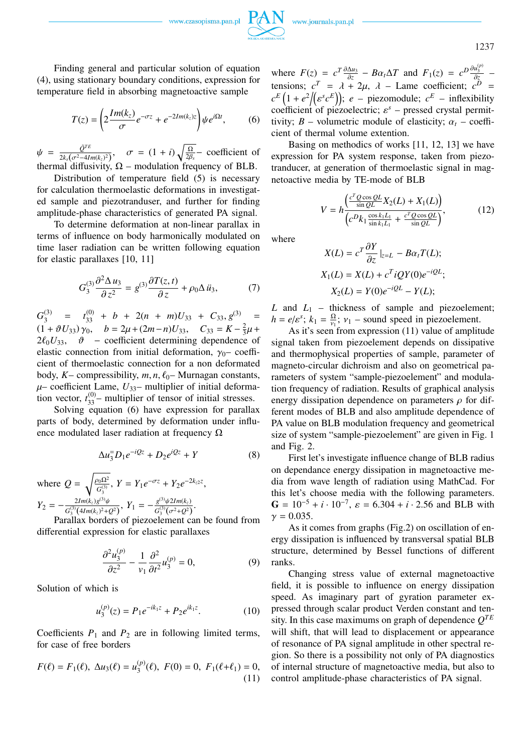Finding general and particular solution of equation (4), using stationary boundary conditions, expression for temperature field in absorbing magnetoactive sample

$$T(z) = \left(2\frac{Im(k_z)}{\sigma}e^{-\sigma z} + e^{-2Im(k_z)z}\right)\psi e^{i\Omega t}, \tag{6}$$

$\psi = \frac{\hat{Q}^{TE}}{2k_s(\sigma^2 - 4Im(k_z)^2)}$, $\sigma = (1+i)\sqrt{\frac{\Omega}{2\beta_s}}$ – coefficient of thermal diffusivity, $\Omega$ – modulation frequency of BLB.

Distribution of temperature field (5) is necessary for calculation thermoelastic deformations in investigated sample and piezotranduser, and further for finding amplitude-phase characteristics of generated PA signal.

To determine deformation at non-linear parallax in terms of influence on body harmonically modulated on time laser radiation can be written following equation for elastic parallaxes [10, 11]

$$G_3^{(3)}\frac{\partial^2 \Delta u_3}{\partial z^2} = g^{(3)}\frac{\partial T(z,t)}{\partial z} + \rho_0 \Delta \ddot{u}_3, \tag{7}$$

$G_3^{(3)} = t_{33}^{(0)} + b + 2(n+m)U_{33} + C_{33}, g^{(3)} = (1+\vartheta U_{33})\gamma_0$, $b = 2\mu + (2m-n)U_{33}$, $C_{33} = K - \frac{2}{3}\mu + 2\ell_0 U_{33}$, $\vartheta$ – coefficient determining dependence of elastic connection from initial deformation, $\gamma_0$– coefficient of thermoelastic connection for a non deformated body, $K$– compressibility, $m, n, \ell_0$– Murnagan constants, $\mu$– coefficient Lame, $U_{33}$– multiplier of initial deformation vector, $t_{33}^{(0)}$– multiplier of tensor of initial stresses.

Solving equation (6) have expression for parallax parts of body, determined by deformation under influence modulated laser radiation at frequency $\Omega$

$$\Delta u_3 = D_1 e^{-iQz} + D_2 e^{iQz} + Y \tag{8}$$

where $Q = \sqrt{\frac{\rho_0\Omega^2}{G_3^{(3)}}}$, $Y = Y_1 e^{-\sigma z} + Y_2 e^{-2k_{z2}z}$,
$Y_2 = -\frac{2Im(k_z)g^{(3)}\psi}{G_3^{(3)}(4Im(k_z)^2 + Q^2)}$, $Y_1 = -\frac{g^{(3)}\psi 2Im(k_z)}{G_3^{(3)}(\sigma^2 + Q^2)}$.

Parallax borders of piezoelement can be found from differential expression for elastic parallaxes

$$\frac{\partial^2 u_3^{(p)}}{\partial z^2} - \frac{1}{v_1}\frac{\partial^2}{\partial t^2}u_3^{(p)} = 0, \tag{9}$$

Solution of which is

$$u_3^{(p)}(z) = P_1 e^{-ik_1 z} + P_2 e^{ik_1 z}. \tag{10}$$

Coefficients $P_1$ and $P_2$ are in following limited terms, for case of free borders

$$F(\ell) = F_1(\ell),\ \Delta u_3(\ell) = u_3^{(p)}(\ell),\ F(0) = 0,\ F_1(\ell + \ell_1) = 0, \tag{11}$$

where $F(z) = c^T\frac{\partial \Delta u_3}{\partial z} - B\alpha_t \Delta T$ and $F_1(z) = c^D\frac{\partial u_3^{(p)}}{\partial z}$ – tensions; $c^T = \lambda + 2\mu$, $\lambda$ – Lame coefficient; $c^D = c^E\left(1 + e^2/\left(\varepsilon^s c^E\right)\right)$; $e$ – piezomodule; $c^E$ – inflexibility coefficient of piezoelectric; $\varepsilon^s$ – pressed crystal permittivity; $B$ – volumetric module of elasticity; $\alpha_t$ – coefficient of thermal volume extention.

Basing on methodics of works [11, 12, 13] we have expression for PA system response, taken from piezotranducer, at generation of thermoelastic signal in magnetoactive media by TE-mode of BLB

$$V = h\frac{\left(\frac{c^T Q\cos QL}{\sin QL}X_2(L) + X_1(L)\right)}{\left(c^D k_1\frac{\cos k_1 L_1}{\sin k_1 L_1} + \frac{c^T Q\cos QL}{\sin QL}\right)}, \tag{12}$$

where

$$X(L) = c^T\frac{\partial Y}{\partial z}|_{z=L} - B\alpha_t T(L);$$

$$X_1(L) = X(L) + c^T iQY(0)e^{-iQL};$$

$$X_2(L) = Y(0)e^{-iQL} - Y(L);$$

$L$ and $L_1$ – thickness of sample and piezoelement; $h = e/\varepsilon^s$; $k_1 = \frac{\Omega}{v_1}$; $v_1$ – sound speed in piezoelement.

As it's seen from expression (11) value of amplitude signal taken from piezoelement depends on dissipative and thermophysical properties of sample, parameter of magneto-circular dichroism and also on geometrical parameters of system "sample-piezoelement" and modulation frequency of radiation. Results of graphical analysis energy dissipation dependence on parameters $\rho$ for different modes of BLB and also amplitude dependence of PA value on BLB modulation frequency and geometrical size of system "sample-piezoelement" are given in Fig. 1 and Fig. 2.

First let's investigate influence change of BLB radius on dependance energy dissipation in magnetoactive media from wave length of radiation using MathCad. For this let's choose media with the following parameters. $\mathbf{G} = 10^{-5} + i\cdot 10^{-7}$, $\varepsilon = 6.304 + i\cdot 2.56$ and BLB with $\gamma = 0.035$.

As it comes from graphs (Fig.2) on oscillation of energy dissipation is influenced by transversal spatial BLB structure, determined by Bessel functions of different ranks.

Changing stress value of external magnetoactive field, it is possible to influence on energy dissipation speed. As imaginary part of gyration parameter expressed through scalar product Verden constant and tensity. In this case maximums on graph of dependence $Q^{TE}$ will shift, that will lead to displacement or appearance of resonance of PA signal amplitude in other spectral region. So there is a possibility not only of PA diagnostics of internal structure of magnetoactive media, but also to control amplitude-phase characteristics of PA signal.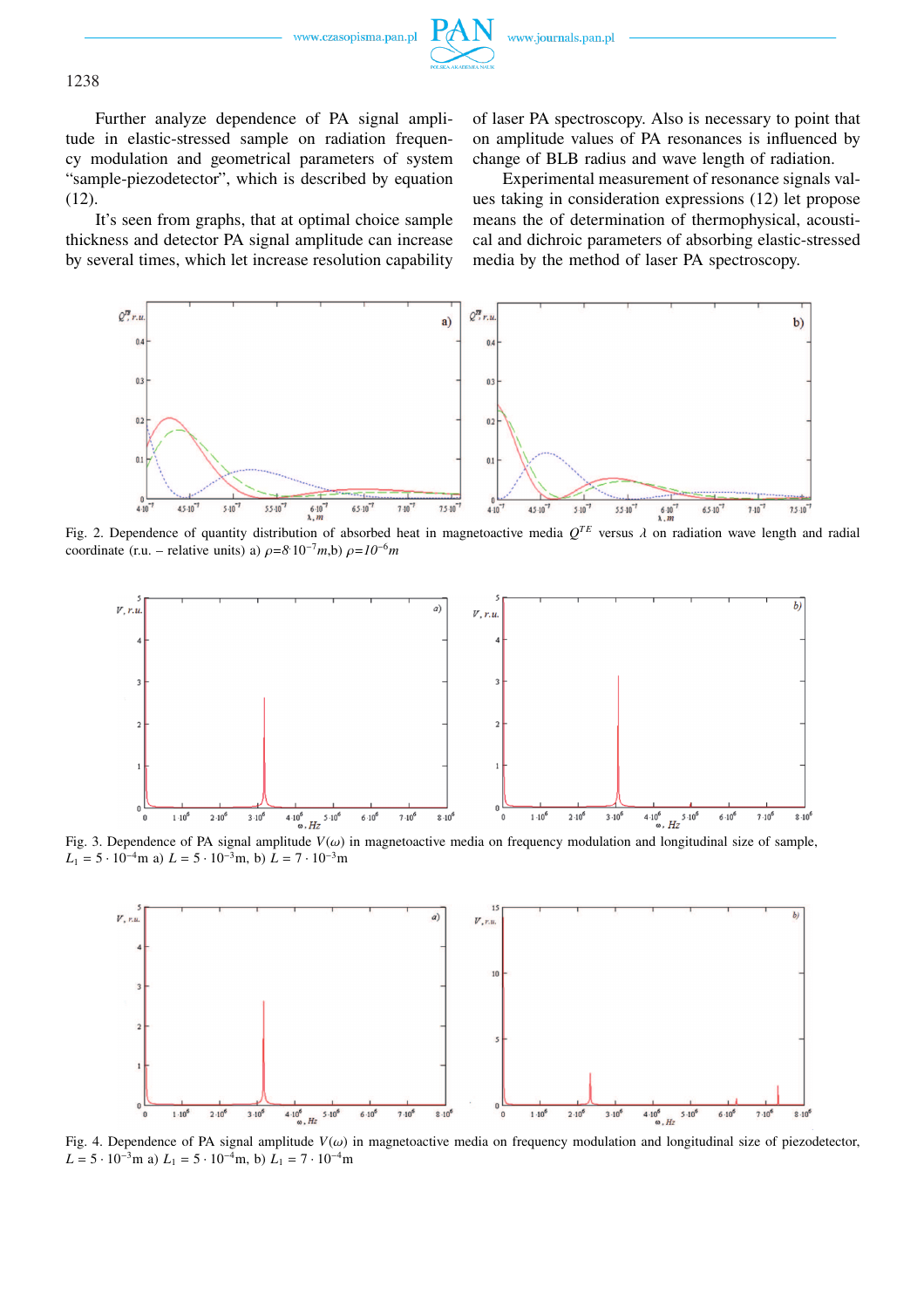Further analyze dependence of PA signal amplitude in elastic-stressed sample on radiation frequency modulation and geometrical parameters of system "sample-piezodetector", which is described by equation (12).

It's seen from graphs, that at optimal choice sample thickness and detector PA signal amplitude can increase by several times, which let increase resolution capability of laser PA spectroscopy. Also is necessary to point that on amplitude values of PA resonances is influenced by change of BLB radius and wave length of radiation.

Experimental measurement of resonance signals values taking in consideration expressions (12) let propose means the of determination of thermophysical, acoustical and dichroic parameters of absorbing elastic-stressed media by the method of laser PA spectroscopy.

Fig. 2. Dependence of quantity distribution of absorbed heat in magnetoactive media $Q^{TE}$ versus $\lambda$ on radiation wave length and radial coordinate (r.u. – relative units) a) $\rho=8\cdot 10^{-7}m$,b) $\rho=10^{-6}m$

Fig. 3. Dependence of PA signal amplitude $V(\omega)$ in magnetoactive media on frequency modulation and longitudinal size of sample, $L_1 = 5\cdot 10^{-4}$m a) $L = 5\cdot 10^{-3}$m, b) $L = 7\cdot 10^{-3}$m

Fig. 4. Dependence of PA signal amplitude $V(\omega)$ in magnetoactive media on frequency modulation and longitudinal size of piezodetector, $L = 5\cdot 10^{-3}$m a) $L_1 = 5\cdot 10^{-4}$m, b) $L_1 = 7\cdot 10^{-4}$m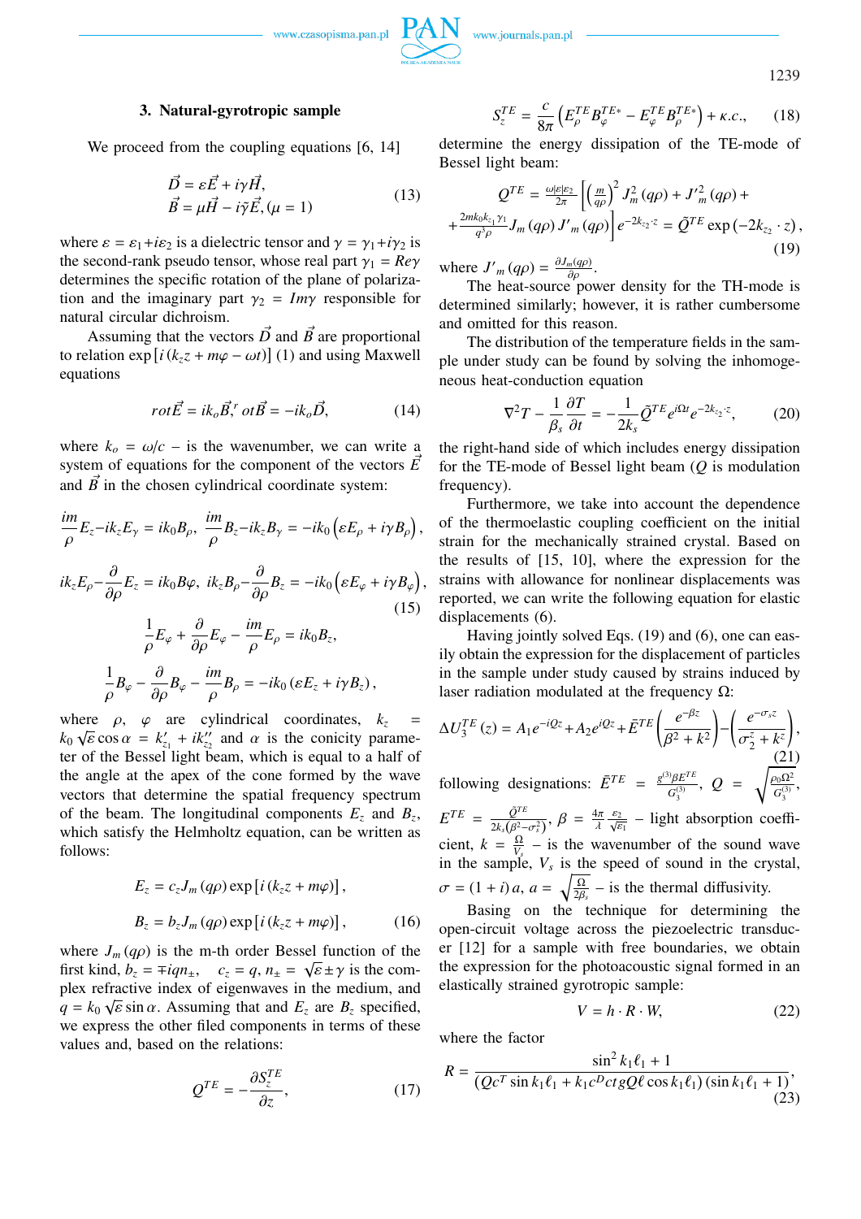### 3. Natural-gyrotropic sample

We proceed from the coupling equations [6, 14]

$$\vec{D} = \varepsilon \vec{E} + i\gamma \vec{H}, \quad \vec{B} = \mu \vec{H} - i\tilde{\gamma}\vec{E}, (\mu = 1) \tag{13}$$

where $\varepsilon = \varepsilon_1 + i\varepsilon_2$ is a dielectric tensor and $\gamma = \gamma_1 + i\gamma_2$ is the second-rank pseudo tensor, whose real part $\gamma_1 = Re\gamma$ determines the specific rotation of the plane of polarization and the imaginary part $\gamma_2 = Im\gamma$ responsible for natural circular dichroism.

Assuming that the vectors $\vec{D}$ and $\vec{B}$ are proportional to relation $\exp\left[i\left(k_z z + m\varphi - \omega t\right)\right]$ (1) and using Maxwell equations

$$rot\vec{E} = ik_o\vec{B}, ^r ot\vec{B} = -ik_o\vec{D}, \tag{14}$$

where $k_o = \omega/c$ – is the wavenumber, we can write a system of equations for the component of the vectors $\vec{E}$ and $\vec{B}$ in the chosen cylindrical coordinate system:

$$\frac{im}{\rho}E_z - ik_z E_\gamma = ik_0 B_\rho, \quad \frac{im}{\rho}B_z - ik_z B_\gamma = -ik_0\left(\varepsilon E_\rho + i\gamma B_\rho\right),$$

$$ik_z E_\rho - \frac{\partial}{\partial\rho}E_z = ik_0 B\varphi, \quad ik_z B_\rho - \frac{\partial}{\partial\rho}B_z = -ik_0\left(\varepsilon E_\varphi + i\gamma B_\varphi\right), \tag{15}$$

$$\frac{1}{\rho}E_\varphi + \frac{\partial}{\partial\rho}E_\varphi - \frac{im}{\rho}E_\rho = ik_0 B_z,$$

$$\frac{1}{\rho}B_\varphi - \frac{\partial}{\partial\rho}B_\varphi - \frac{im}{\rho}B_\rho = -ik_0\left(\varepsilon E_z + i\gamma B_z\right),$$

where $\rho$, $\varphi$ are cylindrical coordinates, $k_z = k_0\sqrt{\varepsilon}\cos\alpha = k'_{z_1} + ik''_{z_2}$ and $\alpha$ is the conicity parameter of the Bessel light beam, which is equal to a half of the angle at the apex of the cone formed by the wave vectors that determine the spatial frequency spectrum of the beam. The longitudinal components $E_z$ and $B_z$, which satisfy the Helmholtz equation, can be written as follows:

$$E_z = c_z J_m(q\rho)\exp\left[i\left(k_z z + m\varphi\right)\right],$$

$$B_z = b_z J_m(q\rho)\exp\left[i\left(k_z z + m\varphi\right)\right], \tag{16}$$

where $J_m(q\rho)$ is the m-th order Bessel function of the first kind, $b_z = \mp iqn_\pm$, $c_z = q$, $n_\pm = \sqrt{\varepsilon} \pm \gamma$ is the complex refractive index of eigenwaves in the medium, and $q = k_0\sqrt{\varepsilon}\sin\alpha$. Assuming that and $E_z$ are $B_z$ specified, we express the other filed components in terms of these values and, based on the relations:

$$Q^{TE} = -\frac{\partial S_z^{TE}}{\partial z}, \tag{17}$$

$$S_z^{TE} = \frac{c}{8\pi}\left(E_\rho^{TE}B_\varphi^{TE*} - E_\varphi^{TE}B_\rho^{TE*}\right) + \kappa.c., \tag{18}$$

determine the energy dissipation of the TE-mode of Bessel light beam:

$$Q^{TE} = \frac{\omega|\varepsilon|\varepsilon_2}{2\pi}\left[\left(\frac{m}{q\rho}\right)^2 J_m^2(q\rho) + J'^2_m(q\rho) + \frac{2mk_0k_{z_1}\gamma_1}{q^3\rho}J_m(q\rho)J'_m(q\rho)\right]e^{-2k_{z_2}\cdot z} = \tilde{Q}^{TE}\exp\left(-2k_{z_2}\cdot z\right), \tag{19}$$

where $J'_m(q\rho) = \frac{\partial J_m(q\rho)}{\partial\rho}$.

The heat-source power density for the TH-mode is determined similarly; however, it is rather cumbersome and omitted for this reason.

The distribution of the temperature fields in the sample under study can be found by solving the inhomogeneous heat-conduction equation

$$\nabla^2 T - \frac{1}{\beta_s}\frac{\partial T}{\partial t} = -\frac{1}{2k_s}\tilde{Q}^{TE}e^{i\Omega t}e^{-2k_{z_2}\cdot z}, \tag{20}$$

the right-hand side of which includes energy dissipation for the TE-mode of Bessel light beam ($Q$ is modulation frequency).

Furthermore, we take into account the dependence of the thermoelastic coupling coefficient on the initial strain for the mechanically strained crystal. Based on the results of [15, 10], where the expression for the strains with allowance for nonlinear displacements was reported, we can write the following equation for elastic displacements (6).

Having jointly solved Eqs. (19) and (6), one can easily obtain the expression for the displacement of particles in the sample under study caused by strains induced by laser radiation modulated at the frequency $\Omega$:

$$\Delta U_3^{TE}(z) = A_1 e^{-iQz} + A_2 e^{iQz} + \bar{E}^{TE}\left(\frac{e^{-\beta z}}{\beta^2 + k^2}\right) - \left(\frac{e^{-\sigma_s z}}{\sigma_2^2 + k^z}\right), \tag{21}$$

following designations: $\bar{E}^{TE} = \frac{g^{(3)}\beta E^{TE}}{G_3^{(3)}}$, $Q = \sqrt{\frac{\rho_0\Omega^2}{G_3^{(3)}}}$, $E^{TE} = \frac{\tilde{Q}^{TE}}{2k_s(\beta^2 - \sigma_s^2)}$, $\beta = \frac{4\pi}{\lambda}\frac{\varepsilon_2}{\sqrt{\varepsilon_1}}$ – light absorption coefficient, $k = \frac{\Omega}{V_s}$ – is the wavenumber of the sound wave in the sample, $V_s$ is the speed of sound in the crystal, $\sigma = (1 + i)a$, $a = \sqrt{\frac{\Omega}{2\beta_s}}$ – is the thermal diffusivity.

Basing on the technique for determining the open-circuit voltage across the piezoelectric transducer [12] for a sample with free boundaries, we obtain the expression for the photoacoustic signal formed in an elastically strained gyrotropic sample:

$$V = h \cdot R \cdot W, \tag{22}$$

where the factor

$$R = \frac{\sin^2 k_1\ell_1 + 1}{\left(Qc^T\sin k_1\ell_1 + k_1 c^D ctgQ\ell\cos k_1\ell_1\right)\left(\sin k_1\ell_1 + 1\right)}, \tag{23}$$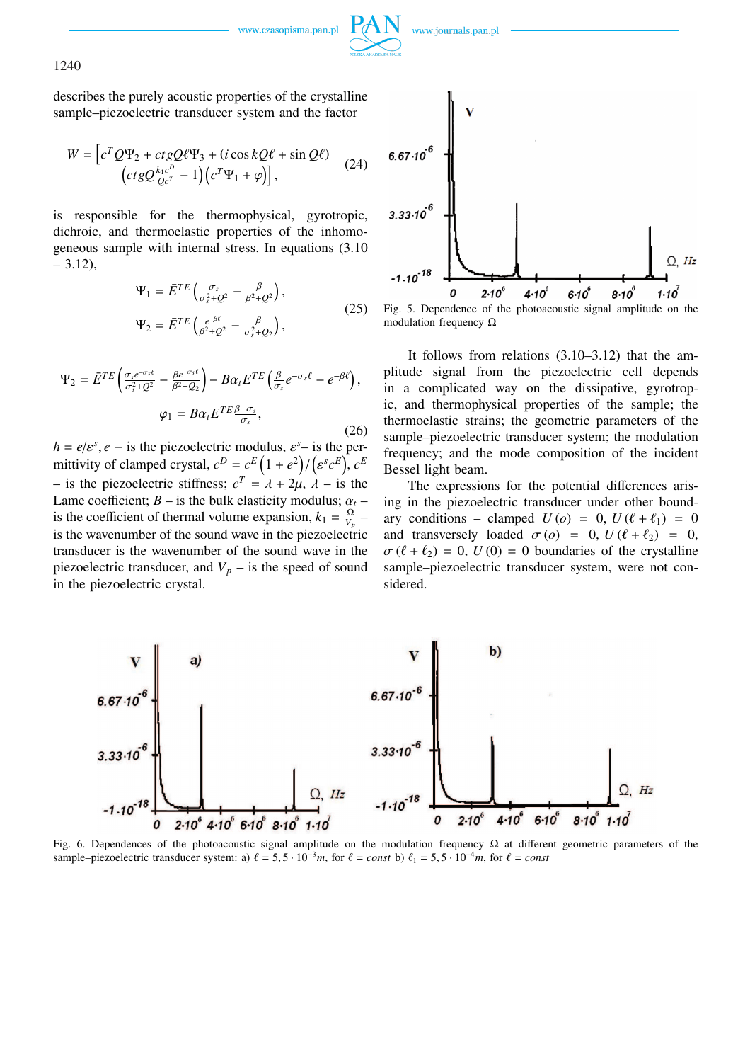describes the purely acoustic properties of the crystalline sample–piezoelectric transducer system and the factor

$$W = \left[c^T Q\Psi_2 + ctgQ\ell\Psi_3 + (i\cos kQ\ell + \sin Q\ell)\right.$$
$$\left.\left(ctgQ\frac{k_1 c^D}{Qc^T} - 1\right)\left(c^T\Psi_1 + \varphi\right)\right], \tag{24}$$

is responsible for the thermophysical, gyrotropic, dichroic, and thermoelastic properties of the inhomogeneous sample with internal stress. In equations (3.10 – 3.12),

$$\Psi_1 = \bar{E}^{TE}\left(\frac{\sigma_s}{\sigma_s^2+Q^2} - \frac{\beta}{\beta^2+Q^2}\right),$$
$$\Psi_2 = \bar{E}^{TE}\left(\frac{e^{-\beta\ell}}{\beta^2+Q^2} - \frac{\beta}{\sigma_s^2+Q_2}\right), \tag{25}$$

$$\Psi_2 = \bar{E}^{TE}\left(\frac{\sigma_s e^{-\sigma_s\ell}}{\sigma_s^2+Q^2} - \frac{\beta e^{-\sigma_s\ell}}{\beta^2+Q_2}\right) - B\alpha_t E^{TE}\left(\frac{\beta}{\sigma_s}e^{-\sigma_s\ell} - e^{-\beta\ell}\right),$$
$$\varphi_1 = B\alpha_t E^{TE}\frac{\beta-\sigma_s}{\sigma_s}, \tag{26}$$

$h = e/\varepsilon^s, e$ – is the piezoelectric modulus, $\varepsilon^s$– is the permittivity of clamped crystal, $c^D = c^E\left(1+e^2\right)/\left(\varepsilon^s c^E\right)$, $c^E$ – is the piezoelectric stiffness; $c^T = \lambda + 2\mu$, $\lambda$ – is the Lame coefficient; $B$ – is the bulk elasticity modulus; $\alpha_t$ – is the coefficient of thermal volume expansion, $k_1 = \frac{\Omega}{V_p}$ – is the wavenumber of the sound wave in the piezoelectric transducer is the wavenumber of the sound wave in the piezoelectric transducer, and $V_p$ – is the speed of sound in the piezoelectric crystal.

Fig. 5. Dependence of the photoacoustic signal amplitude on the modulation frequency $\Omega$

It follows from relations (3.10–3.12) that the amplitude signal from the piezoelectric cell depends in a complicated way on the dissipative, gyrotropic, and thermophysical properties of the sample; the thermoelastic strains; the geometric parameters of the sample–piezoelectric transducer system; the modulation frequency; and the mode composition of the incident Bessel light beam.

The expressions for the potential differences arising in the piezoelectric transducer under other boundary conditions – clamped $U(o) = 0$, $U(\ell+\ell_1) = 0$ and transversely loaded $\sigma(o) = 0$, $U(\ell+\ell_2) = 0$, $\sigma(\ell+\ell_2) = 0$, $U(0) = 0$ boundaries of the crystalline sample–piezoelectric transducer system, were not considered.

Fig. 6. Dependences of the photoacoustic signal amplitude on the modulation frequency $\Omega$ at different geometric parameters of the sample–piezoelectric transducer system: a) $\ell = 5,5\cdot10^{-3}m$, for $\ell = const$ b) $\ell_1 = 5,5\cdot10^{-4}m$, for $\ell = const$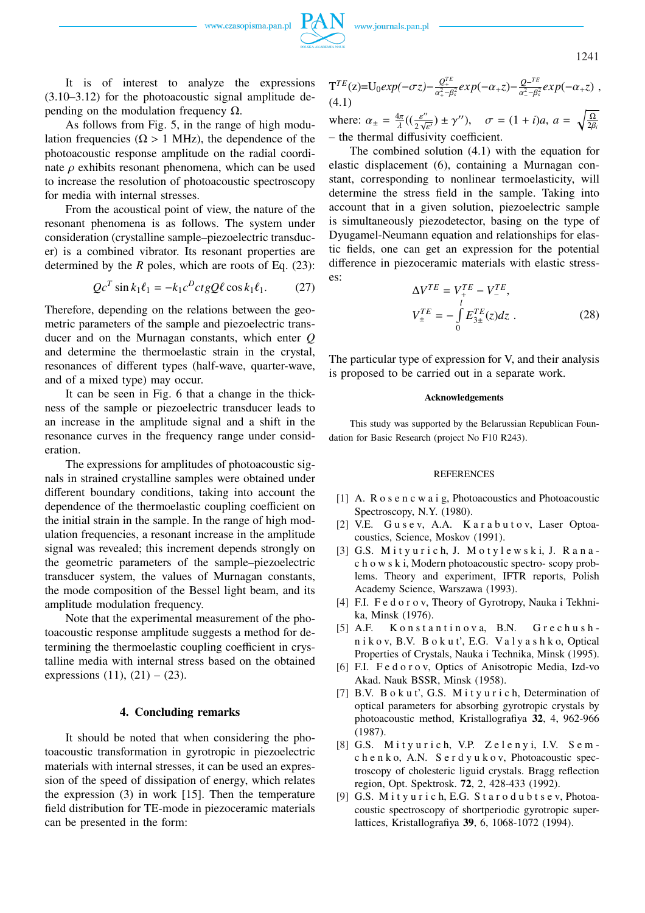It is of interest to analyze the expressions (3.10–3.12) for the photoacoustic signal amplitude depending on the modulation frequency Ω.

As follows from Fig. 5, in the range of high modulation frequencies ($\Omega > 1$ MHz), the dependence of the photoacoustic response amplitude on the radial coordinate $\rho$ exhibits resonant phenomena, which can be used to increase the resolution of photoacoustic spectroscopy for media with internal stresses.

From the acoustical point of view, the nature of the resonant phenomena is as follows. The system under consideration (crystalline sample–piezoelectric transducer) is a combined vibrator. Its resonant properties are determined by the $R$ poles, which are roots of Eq. (23):

$$Qc^T \sin k_1\ell_1 = -k_1 c^D ctg Q\ell \cos k_1\ell_1. \qquad (27)$$

Therefore, depending on the relations between the geometric parameters of the sample and piezoelectric transducer and on the Murnagan constants, which enter $Q$ and determine the thermoelastic strain in the crystal, resonances of different types (half-wave, quarter-wave, and of a mixed type) may occur.

It can be seen in Fig. 6 that a change in the thickness of the sample or piezoelectric transducer leads to an increase in the amplitude signal and a shift in the resonance curves in the frequency range under consideration.

The expressions for amplitudes of photoacoustic signals in strained crystalline samples were obtained under different boundary conditions, taking into account the dependence of the thermoelastic coupling coefficient on the initial strain in the sample. In the range of high modulation frequencies, a resonant increase in the amplitude signal was revealed; this increment depends strongly on the geometric parameters of the sample–piezoelectric transducer system, the values of Murnagan constants, the mode composition of the Bessel light beam, and its amplitude modulation frequency.

Note that the experimental measurement of the photoacoustic response amplitude suggests a method for determining the thermoelastic coupling coefficient in crystalline media with internal stress based on the obtained expressions (11), (21) – (23).

## 4. Concluding remarks

It should be noted that when considering the photoacoustic transformation in gyrotropic in piezoelectric materials with internal stresses, it can be used an expression of the speed of dissipation of energy, which relates the expression (3) in work [15]. Then the temperature field distribution for TE-mode in piezoceramic materials can be presented in the form:

$$T^{TE}(z)=U_0 exp(-\sigma z) - \frac{Q_+^{TE}}{\alpha_+^2-\beta_s^2} exp(-\alpha_+ z) - \frac{Q_-^{TE}}{\alpha_-^2-\beta_s^2} exp(-\alpha_+ z), \qquad (4.1)$$

where: $\alpha_\pm = \frac{4\pi}{\lambda}\left(\left(\frac{\varepsilon''}{2\sqrt{\varepsilon'}}\right) \pm \gamma''\right)$, $\sigma = (1+i)a$, $a = \sqrt{\frac{\Omega}{2\beta_i}}$ – the thermal diffusivity coefficient.

The combined solution (4.1) with the equation for elastic displacement (6), containing a Murnagan constant, corresponding to nonlinear termoelasticity, will determine the stress field in the sample. Taking into account that in a given solution, piezoelectric sample is simultaneously piezodetector, basing on the type of Dyugamel-Neumann equation and relationships for elastic fields, one can get an expression for the potential difference in piezoceramic materials with elastic stresses:

$$\Delta V^{TE} = V_+^{TE} - V_-^{TE},$$
$$V_\pm^{TE} = -\int_0^l E_{3\pm}^{TE}(z)dz\,. \qquad (28)$$

The particular type of expression for V, and their analysis is proposed to be carried out in a separate work.

### Acknowledgements

This study was supported by the Belarussian Republican Foundation for Basic Research (project No F10 R243).

### REFERENCES

[1] A. Rosencwaig, Photoacoustics and Photoacoustic Spectroscopy, N.Y. (1980).

[2] V.E. Gusev, A.A. Karabutov, Laser Optoacoustics, Science, Moskov (1991).

[3] G.S. Mityurich, J. Motylewski, J. Ranachowski, Modern photoacoustic spectro- scopy problems. Theory and experiment, IFTR reports, Polish Academy Science, Warszawa (1993).

[4] F.I. Fedorov, Theory of Gyrotropy, Nauka i Tekhnika, Minsk (1976).

[5] A.F. Konstantinova, B.N. Grechushnikov, B.V. Bokut', E.G. Valyashko, Optical Properties of Crystals, Nauka i Technika, Minsk (1995).

[6] F.I. Fedorov, Optics of Anisotropic Media, Izd-vo Akad. Nauk BSSR, Minsk (1958).

[7] B.V. Bokut', G.S. Mityurich, Determination of optical parameters for absorbing gyrotropic crystals by photoacoustic method, Kristallografiya **32**, 4, 962-966 (1987).

[8] G.S. Mityurich, V.P. Zelenyi, I.V. Semchenko, A.N. Serdyukov, Photoacoustic spectroscopy of cholesteric liguid crystals. Bragg reflection region, Opt. Spektrosk. **72**, 2, 428-433 (1992).

[9] G.S. Mityurich, E.G. Starodubtsev, Photoacoustic spectroscopy of shortperiodic gyrotropic superlattices, Kristallografiya **39**, 6, 1068-1072 (1994).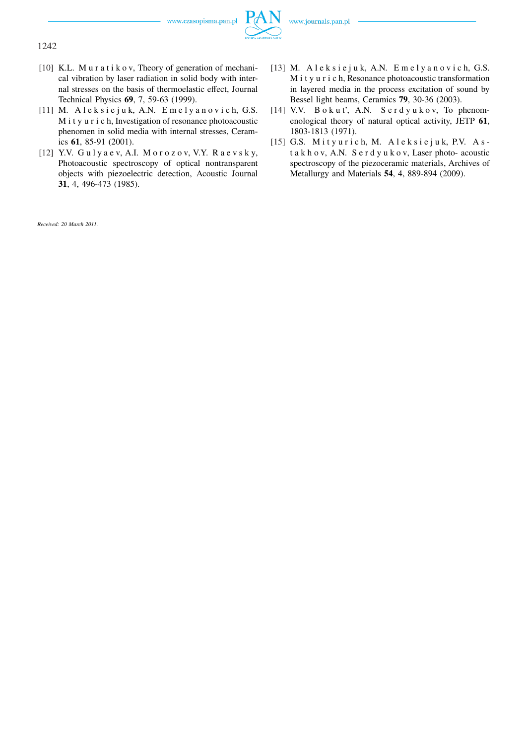[10] K.L. M u r a t i k o v, Theory of generation of mechanical vibration by laser radiation in solid body with internal stresses on the basis of thermoelastic effect, Journal Technical Physics **69**, 7, 59-63 (1999).

[11] M. A l e k s i e j u k, A.N. E m e l y a n o v i c h, G.S. M i t y u r i c h, Investigation of resonance photoacoustic phenomen in solid media with internal stresses, Ceramics **61**, 85-91 (2001).

[12] Y.V. G u l y a e v, A.I. M o r o z o v, V.Y. R a e v s k y, Photoacoustic spectroscopy of optical nontransparent objects with piezoelectric detection, Acoustic Journal **31**, 4, 496-473 (1985).

[13] M. A l e k s i e j u k, A.N. E m e l y a n o v i c h, G.S. M i t y u r i c h, Resonance photoacoustic transformation in layered media in the process excitation of sound by Bessel light beams, Ceramics **79**, 30-36 (2003).

[14] V.V. B o k u t', A.N. S e r d y u k o v, To phenomenological theory of natural optical activity, JETP **61**, 1803-1813 (1971).

[15] G.S. M i t y u r i c h, M. A l e k s i e j u k, P.V. A s t a k h o v, A.N. S e r d y u k o v, Laser photo- acoustic spectroscopy of the piezoceramic materials, Archives of Metallurgy and Materials **54**, 4, 889-894 (2009).

*Received: 20 March 2011.*